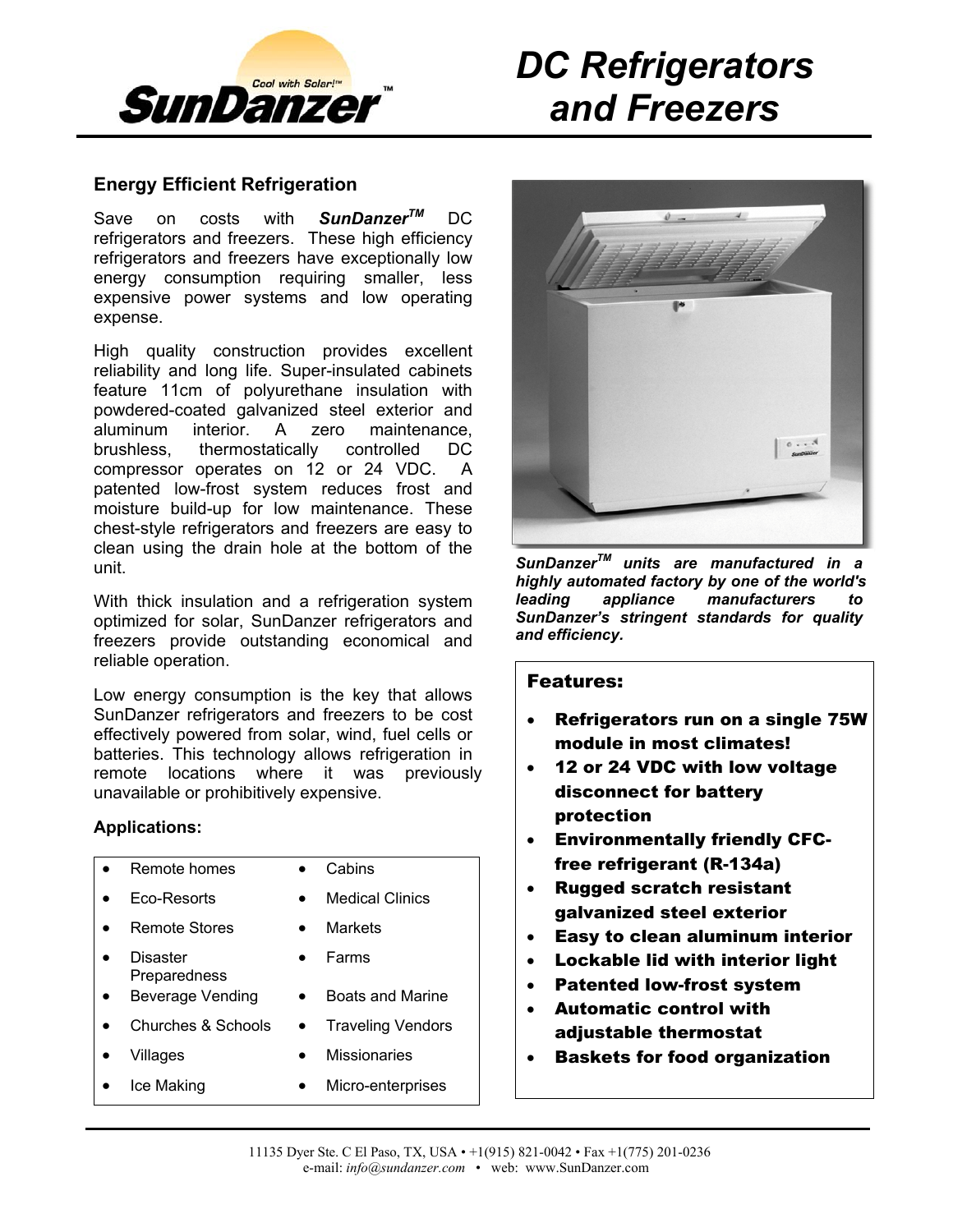# DC Refrigerators and Freezers

SunDanzer™ — Cool with Solar!™

## Energy Efficient Refrigeration

Save on costs with ***SunDanzer***™ DC refrigerators and freezers. These high efficiency refrigerators and freezers have exceptionally low energy consumption requiring smaller, less expensive power systems and low operating expense.

High quality construction provides excellent reliability and long life. Super-insulated cabinets feature 11cm of polyurethane insulation with powdered-coated galvanized steel exterior and aluminum interior. A zero maintenance, brushless, thermostatically controlled DC compressor operates on 12 or 24 VDC. A patented low-frost system reduces frost and moisture build-up for low maintenance. These chest-style refrigerators and freezers are easy to clean using the drain hole at the bottom of the unit.

With thick insulation and a refrigeration system optimized for solar, SunDanzer refrigerators and freezers provide outstanding economical and reliable operation.

Low energy consumption is the key that allows SunDanzer refrigerators and freezers to be cost effectively powered from solar, wind, fuel cells or batteries. This technology allows refrigeration in remote locations where it was previously unavailable or prohibitively expensive.

### Applications:

- Remote homes
- Cabins
- Eco-Resorts
- Medical Clinics
- Remote Stores
- Markets
- Disaster Preparedness
- Farms
- Beverage Vending
- Boats and Marine
- Churches & Schools
- Traveling Vendors
- Villages
- Missionaries
- Ice Making
- Micro-enterprises

***SunDanzer™ units are manufactured in a highly automated factory by one of the world's leading appliance manufacturers to SunDanzer's stringent standards for quality and efficiency.***

### Features:

- **Refrigerators run on a single 75W module in most climates!**
- **12 or 24 VDC with low voltage disconnect for battery protection**
- **Environmentally friendly CFC-free refrigerant (R-134a)**
- **Rugged scratch resistant galvanized steel exterior**
- **Easy to clean aluminum interior**
- **Lockable lid with interior light**
- **Patented low-frost system**
- **Automatic control with adjustable thermostat**
- **Baskets for food organization**

11135 Dyer Ste. C El Paso, TX, USA • +1(915) 821-0042 • Fax +1(775) 201-0236
e-mail: *info@sundanzer.com* • web: www.SunDanzer.com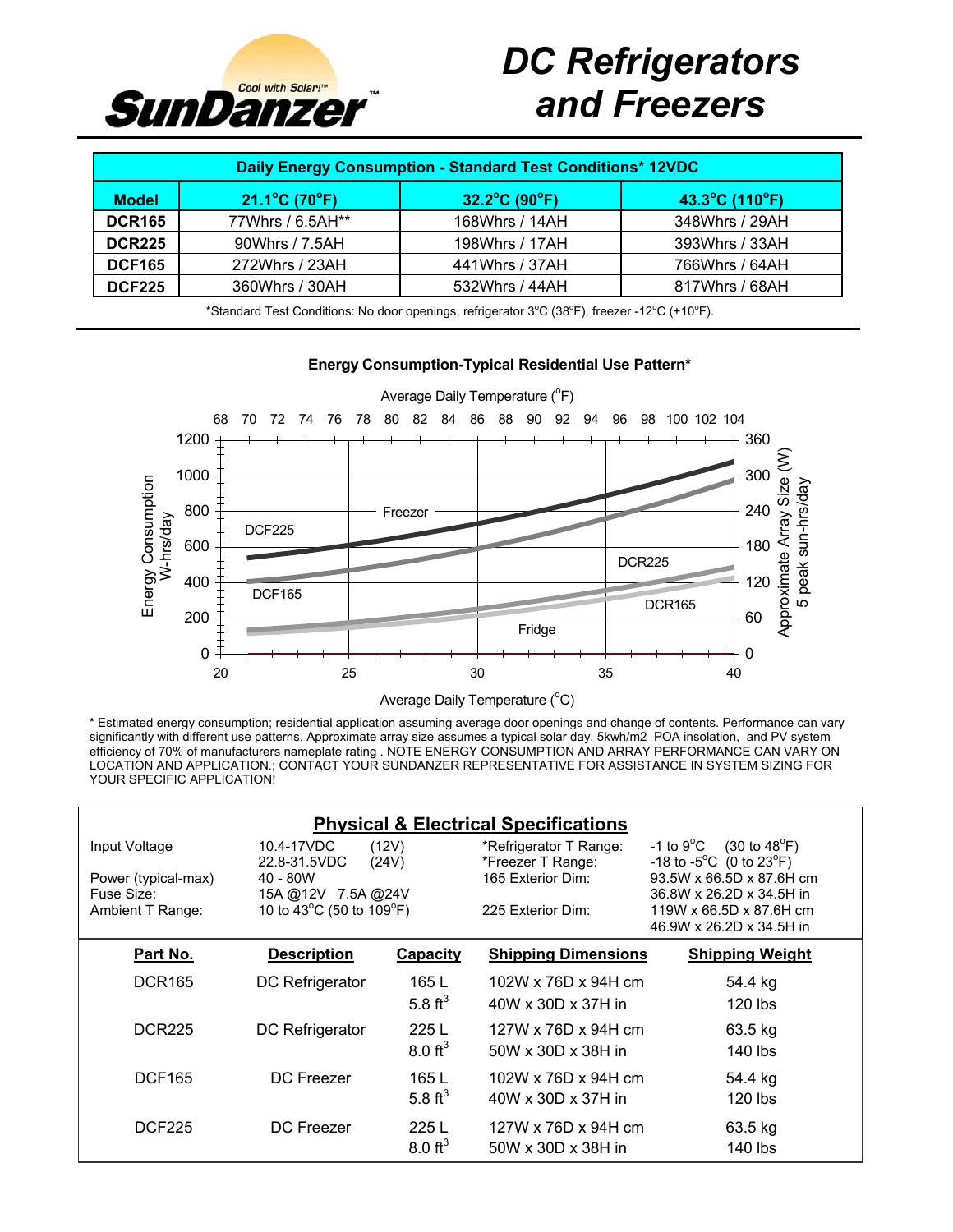SunDanzer
Cool with Solar!™

# DC Refrigerators and Freezers

| Daily Energy Consumption - Standard Test Conditions* 12VDC | | | |
|---|---|---|---|
| **Model** | **21.1°C (70°F)** | **32.2°C (90°F)** | **43.3°C (110°F)** |
| **DCR165** | 77Whrs / 6.5AH** | 168Whrs / 14AH | 348Whrs / 29AH |
| **DCR225** | 90Whrs / 7.5AH | 198Whrs / 17AH | 393Whrs / 33AH |
| **DCF165** | 272Whrs / 23AH | 441Whrs / 37AH | 766Whrs / 64AH |
| **DCF225** | 360Whrs / 30AH | 532Whrs / 44AH | 817Whrs / 68AH |

*Standard Test Conditions: No door openings, refrigerator 3°C (38°F), freezer -12°C (+10°F).

**Energy Consumption-Typical Residential Use Pattern***

Average Daily Temperature (°F)
68 70 72 74 76 78 80 82 84 86 88 90 92 94 96 98 100 102 104

Energy Consumption W-hrs/day
1200 1000 800 600 400 200 0

Approximate Array Size (W) 5 peak sun-hrs/day
360 300 240 180 120 60 0

Freezer
DCF225
DCF165
DCR225
DCR165
Fridge

20 25 30 35 40
Average Daily Temperature (°C)

\* Estimated energy consumption; residential application assuming average door openings and change of contents. Performance can vary significantly with different use patterns. Approximate array size assumes a typical solar day, 5kwh/m2 POA insolation, and PV system efficiency of 70% of manufacturers nameplate rating . NOTE ENERGY CONSUMPTION AND ARRAY PERFORMANCE CAN VARY ON LOCATION AND APPLICATION.; CONTACT YOUR SUNDANZER REPRESENTATIVE FOR ASSISTANCE IN SYSTEM SIZING FOR YOUR SPECIFIC APPLICATION!

## Physical & Electrical Specifications

| | | | |
|---|---|---|---|
| Input Voltage | 10.4-17VDC (12V)<br>22.8-31.5VDC (24V) | *Refrigerator T Range:<br>*Freezer T Range: | -1 to 9°C (30 to 48°F)<br>-18 to -5°C (0 to 23°F) |
| Power (typical-max) | 40 - 80W | 165 Exterior Dim: | 93.5W x 66.5D x 87.6H cm<br>36.8W x 26.2D x 34.5H in |
| Fuse Size: | 15A @12V 7.5A @24V | | |
| Ambient T Range: | 10 to 43°C (50 to 109°F) | 225 Exterior Dim: | 119W x 66.5D x 87.6H cm<br>46.9W x 26.2D x 34.5H in |

| Part No. | Description | Capacity | Shipping Dimensions | Shipping Weight |
|---|---|---|---|---|
| DCR165 | DC Refrigerator | 165 L<br>5.8 ft$^3$ | 102W x 76D x 94H cm<br>40W x 30D x 37H in | 54.4 kg<br>120 lbs |
| DCR225 | DC Refrigerator | 225 L<br>8.0 ft$^3$ | 127W x 76D x 94H cm<br>50W x 30D x 38H in | 63.5 kg<br>140 lbs |
| DCF165 | DC Freezer | 165 L<br>5.8 ft$^3$ | 102W x 76D x 94H cm<br>40W x 30D x 37H in | 54.4 kg<br>120 lbs |
| DCF225 | DC Freezer | 225 L<br>8.0 ft$^3$ | 127W x 76D x 94H cm<br>50W x 30D x 38H in | 63.5 kg<br>140 lbs |